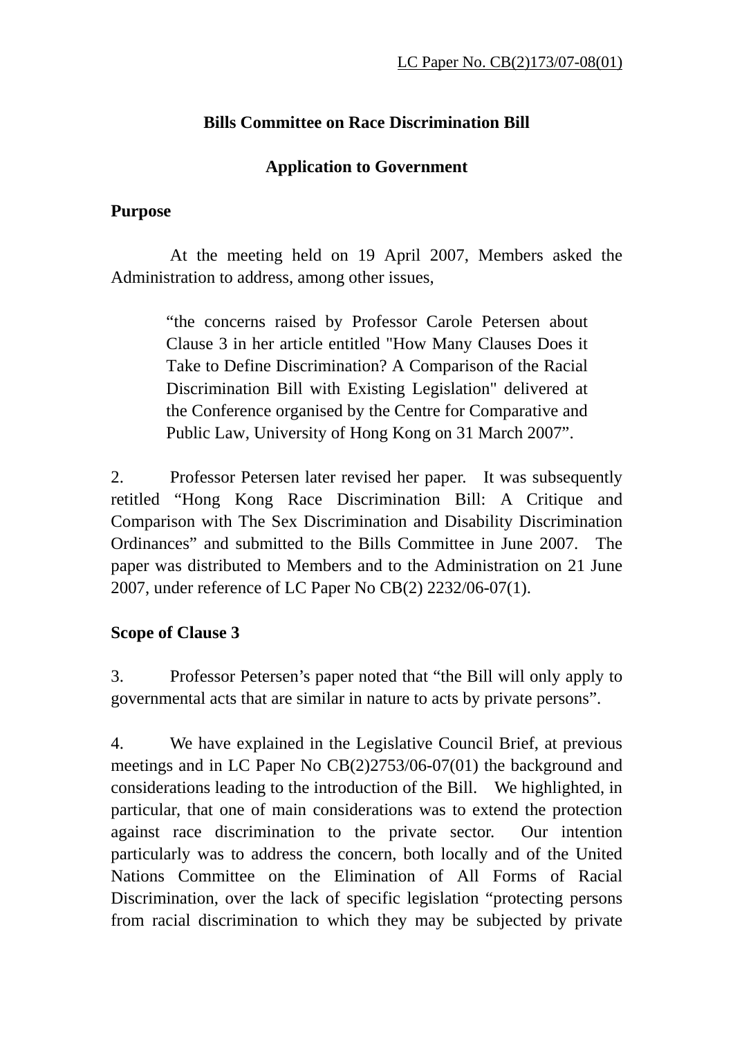LC Paper No. CB(2)173/07-08(01)

**Bills Committee on Race Discrimination Bill**

**Application to Government**

**Purpose**

At the meeting held on 19 April 2007, Members asked the Administration to address, among other issues,

> "the concerns raised by Professor Carole Petersen about Clause 3 in her article entitled "How Many Clauses Does it Take to Define Discrimination? A Comparison of the Racial Discrimination Bill with Existing Legislation" delivered at the Conference organised by the Centre for Comparative and Public Law, University of Hong Kong on 31 March 2007".

2. Professor Petersen later revised her paper. It was subsequently retitled "Hong Kong Race Discrimination Bill: A Critique and Comparison with The Sex Discrimination and Disability Discrimination Ordinances" and submitted to the Bills Committee in June 2007. The paper was distributed to Members and to the Administration on 21 June 2007, under reference of LC Paper No CB(2) 2232/06-07(1).

**Scope of Clause 3**

3. Professor Petersen's paper noted that "the Bill will only apply to governmental acts that are similar in nature to acts by private persons".

4. We have explained in the Legislative Council Brief, at previous meetings and in LC Paper No CB(2)2753/06-07(01) the background and considerations leading to the introduction of the Bill. We highlighted, in particular, that one of main considerations was to extend the protection against race discrimination to the private sector. Our intention particularly was to address the concern, both locally and of the United Nations Committee on the Elimination of All Forms of Racial Discrimination, over the lack of specific legislation "protecting persons from racial discrimination to which they may be subjected by private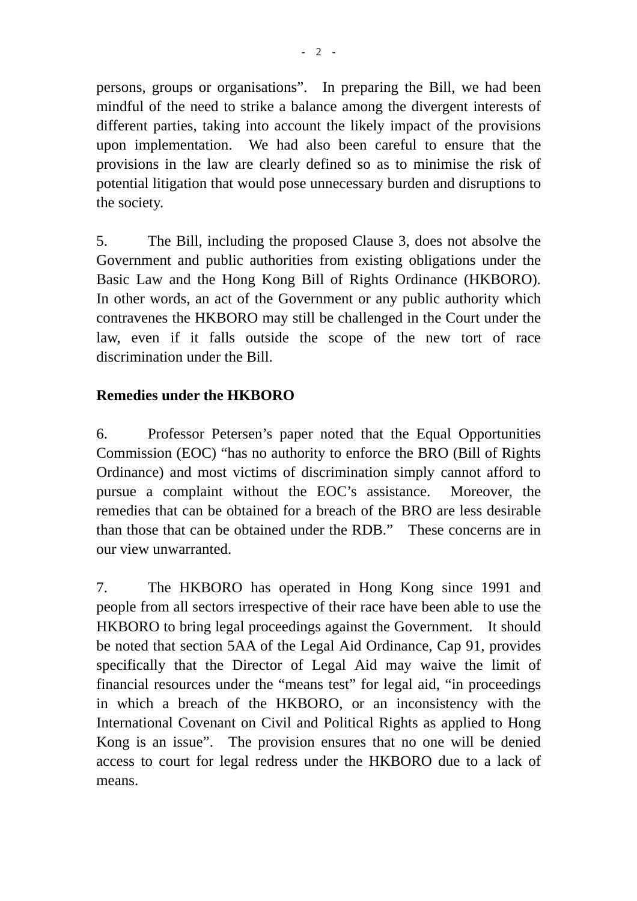persons, groups or organisations". In preparing the Bill, we had been mindful of the need to strike a balance among the divergent interests of different parties, taking into account the likely impact of the provisions upon implementation. We had also been careful to ensure that the provisions in the law are clearly defined so as to minimise the risk of potential litigation that would pose unnecessary burden and disruptions to the society.

5. The Bill, including the proposed Clause 3, does not absolve the Government and public authorities from existing obligations under the Basic Law and the Hong Kong Bill of Rights Ordinance (HKBORO). In other words, an act of the Government or any public authority which contravenes the HKBORO may still be challenged in the Court under the law, even if it falls outside the scope of the new tort of race discrimination under the Bill.

**Remedies under the HKBORO**

6. Professor Petersen's paper noted that the Equal Opportunities Commission (EOC) "has no authority to enforce the BRO (Bill of Rights Ordinance) and most victims of discrimination simply cannot afford to pursue a complaint without the EOC's assistance. Moreover, the remedies that can be obtained for a breach of the BRO are less desirable than those that can be obtained under the RDB." These concerns are in our view unwarranted.

7. The HKBORO has operated in Hong Kong since 1991 and people from all sectors irrespective of their race have been able to use the HKBORO to bring legal proceedings against the Government. It should be noted that section 5AA of the Legal Aid Ordinance, Cap 91, provides specifically that the Director of Legal Aid may waive the limit of financial resources under the "means test" for legal aid, "in proceedings in which a breach of the HKBORO, or an inconsistency with the International Covenant on Civil and Political Rights as applied to Hong Kong is an issue". The provision ensures that no one will be denied access to court for legal redress under the HKBORO due to a lack of means.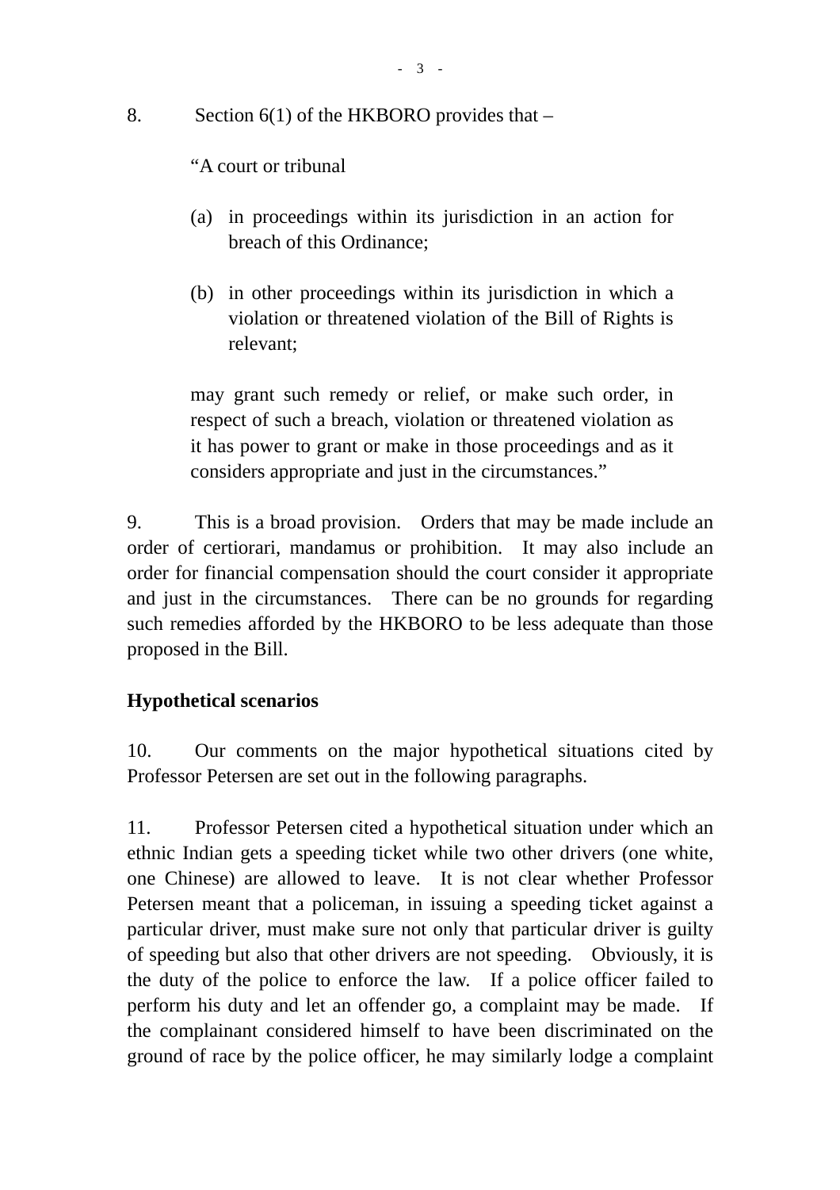8. Section 6(1) of the HKBORO provides that –

> "A court or tribunal
>
> (a) in proceedings within its jurisdiction in an action for breach of this Ordinance;
>
> (b) in other proceedings within its jurisdiction in which a violation or threatened violation of the Bill of Rights is relevant;
>
> may grant such remedy or relief, or make such order, in respect of such a breach, violation or threatened violation as it has power to grant or make in those proceedings and as it considers appropriate and just in the circumstances."

9. This is a broad provision. Orders that may be made include an order of certiorari, mandamus or prohibition. It may also include an order for financial compensation should the court consider it appropriate and just in the circumstances. There can be no grounds for regarding such remedies afforded by the HKBORO to be less adequate than those proposed in the Bill.

**Hypothetical scenarios**

10. Our comments on the major hypothetical situations cited by Professor Petersen are set out in the following paragraphs.

11. Professor Petersen cited a hypothetical situation under which an ethnic Indian gets a speeding ticket while two other drivers (one white, one Chinese) are allowed to leave. It is not clear whether Professor Petersen meant that a policeman, in issuing a speeding ticket against a particular driver, must make sure not only that particular driver is guilty of speeding but also that other drivers are not speeding. Obviously, it is the duty of the police to enforce the law. If a police officer failed to perform his duty and let an offender go, a complaint may be made. If the complainant considered himself to have been discriminated on the ground of race by the police officer, he may similarly lodge a complaint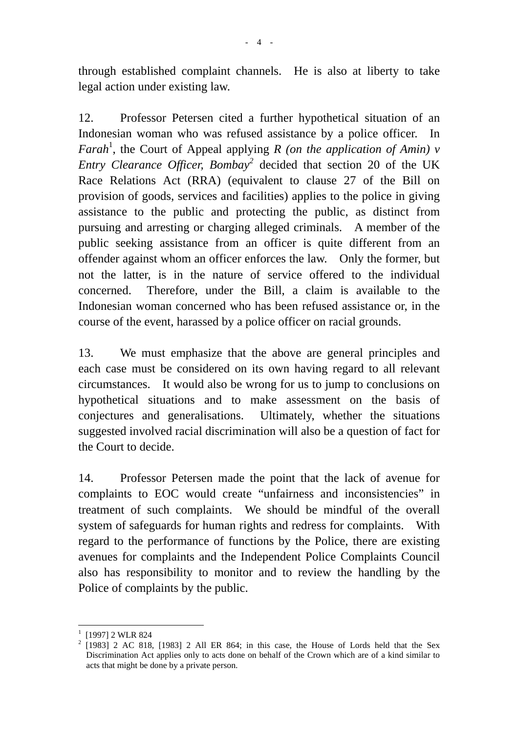through established complaint channels. He is also at liberty to take legal action under existing law.

12. Professor Petersen cited a further hypothetical situation of an Indonesian woman who was refused assistance by a police officer. In *Farah*[1], the Court of Appeal applying *R (on the application of Amin) v Entry Clearance Officer, Bombay*[2] decided that section 20 of the UK Race Relations Act (RRA) (equivalent to clause 27 of the Bill on provision of goods, services and facilities) applies to the police in giving assistance to the public and protecting the public, as distinct from pursuing and arresting or charging alleged criminals. A member of the public seeking assistance from an officer is quite different from an offender against whom an officer enforces the law. Only the former, but not the latter, is in the nature of service offered to the individual concerned. Therefore, under the Bill, a claim is available to the Indonesian woman concerned who has been refused assistance or, in the course of the event, harassed by a police officer on racial grounds.

13. We must emphasize that the above are general principles and each case must be considered on its own having regard to all relevant circumstances. It would also be wrong for us to jump to conclusions on hypothetical situations and to make assessment on the basis of conjectures and generalisations. Ultimately, whether the situations suggested involved racial discrimination will also be a question of fact for the Court to decide.

14. Professor Petersen made the point that the lack of avenue for complaints to EOC would create "unfairness and inconsistencies" in treatment of such complaints. We should be mindful of the overall system of safeguards for human rights and redress for complaints. With regard to the performance of functions by the Police, there are existing avenues for complaints and the Independent Police Complaints Council also has responsibility to monitor and to review the handling by the Police of complaints by the public.

---

[1] [1997] 2 WLR 824

[2] [1983] 2 AC 818, [1983] 2 All ER 864; in this case, the House of Lords held that the Sex Discrimination Act applies only to acts done on behalf of the Crown which are of a kind similar to acts that might be done by a private person.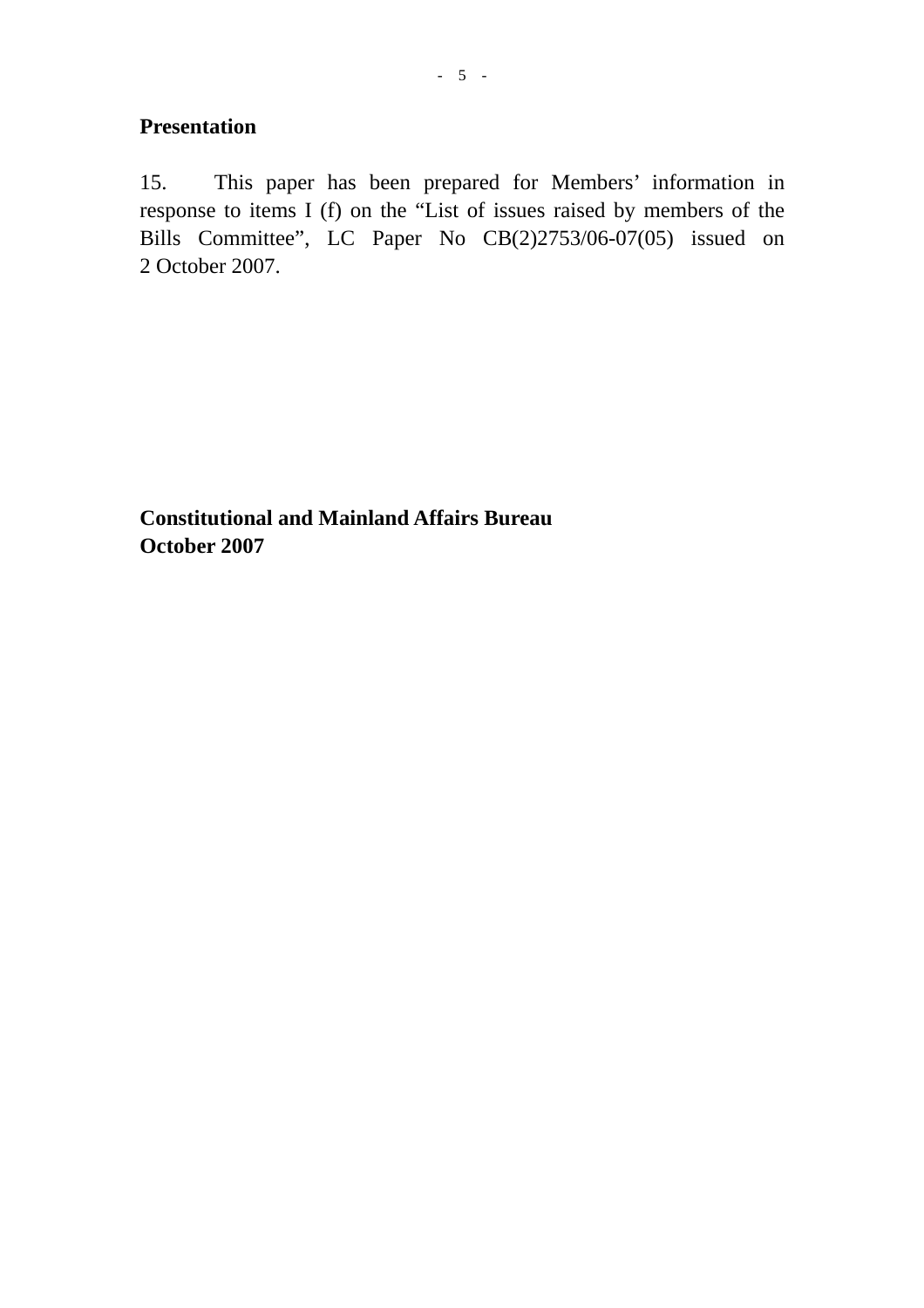**Presentation**

15. This paper has been prepared for Members' information in response to items I (f) on the "List of issues raised by members of the Bills Committee", LC Paper No CB(2)2753/06-07(05) issued on 2 October 2007.

**Constitutional and Mainland Affairs Bureau**
**October 2007**